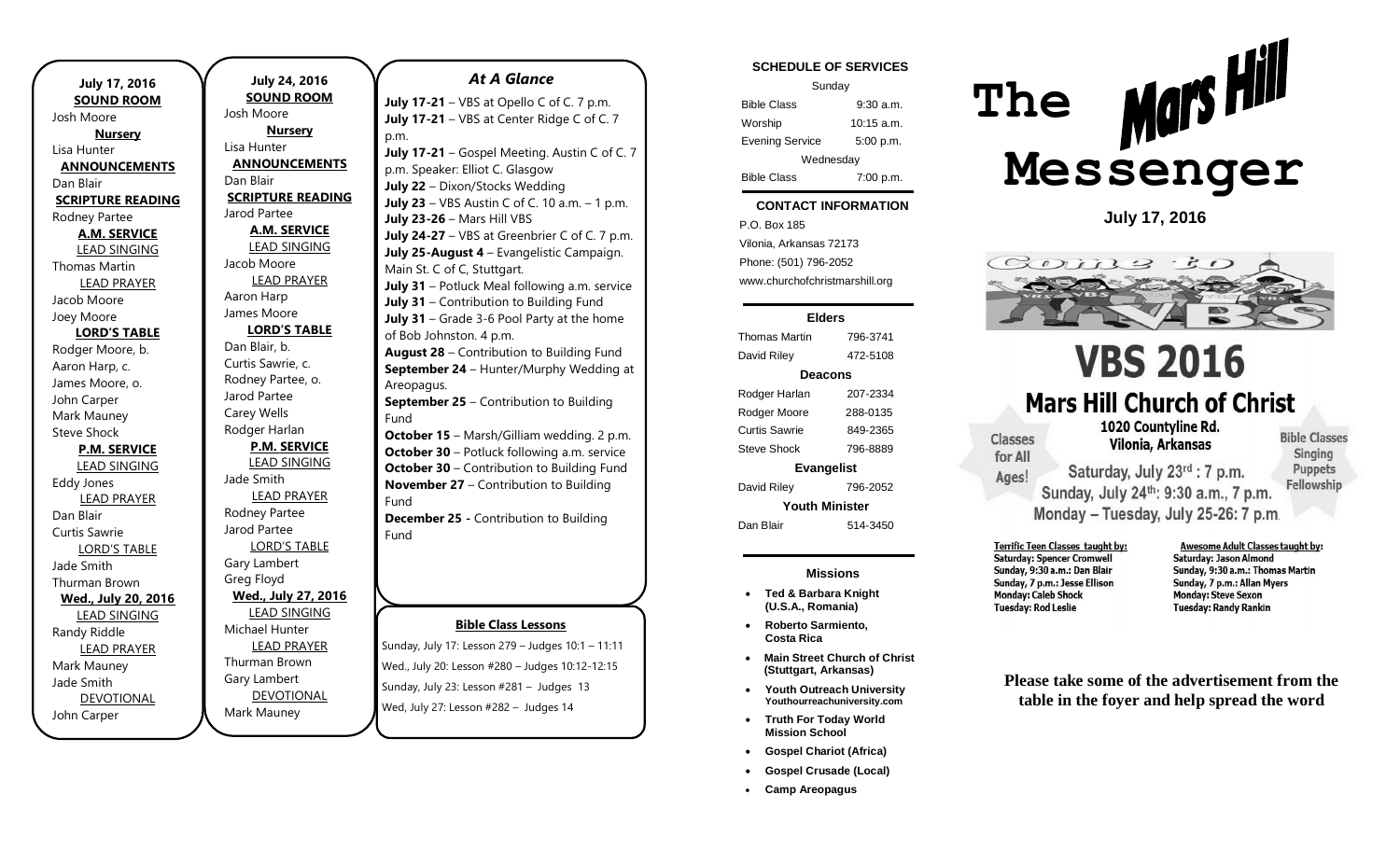**July 17, 2016**

**SOUND ROOM**
Josh Moore

**Nursery**
Lisa Hunter

**ANNOUNCEMENTS**
Dan Blair

**SCRIPTURE READING**
Rodney Partee

**A.M. SERVICE**

LEAD SINGING
Thomas Martin

LEAD PRAYER
Jacob Moore
Joey Moore

**LORD'S TABLE**
Rodger Moore, b.
Aaron Harp, c.
James Moore, o.
John Carper
Mark Mauney
Steve Shock

**P.M. SERVICE**

LEAD SINGING
Eddy Jones

LEAD PRAYER
Dan Blair
Curtis Sawrie

LORD'S TABLE
Jade Smith
Thurman Brown

**Wed., July 20, 2016**

LEAD SINGING
Randy Riddle

LEAD PRAYER
Mark Mauney
Jade Smith

DEVOTIONAL
John Carper

**July 24, 2016**

**SOUND ROOM**
Josh Moore

**Nursery**
Lisa Hunter

**ANNOUNCEMENTS**
Dan Blair

**SCRIPTURE READING**
Jarod Partee

**A.M. SERVICE**

LEAD SINGING
Jacob Moore

LEAD PRAYER
Aaron Harp
James Moore

**LORD'S TABLE**
Dan Blair, b.
Curtis Sawrie, c.
Rodney Partee, o.
Jarod Partee
Carey Wells
Rodger Harlan

**P.M. SERVICE**

LEAD SINGING
Jade Smith

LEAD PRAYER
Rodney Partee
Jarod Partee

LORD'S TABLE
Gary Lambert
Greg Floyd

**Wed., July 27, 2016**

LEAD SINGING
Michael Hunter

LEAD PRAYER
Thurman Brown
Gary Lambert

DEVOTIONAL
Mark Mauney

## *At A Glance*

**July 17-21** – VBS at Opello C of C. 7 p.m.
**July 17-21** – VBS at Center Ridge C of C. 7 p.m.
**July 17-21** – Gospel Meeting. Austin C of C. 7 p.m. Speaker: Elliot C. Glasgow
**July 22** – Dixon/Stocks Wedding
**July 23** – VBS Austin C of C. 10 a.m. – 1 p.m.
**July 23-26** – Mars Hill VBS
**July 24-27** – VBS at Greenbrier C of C. 7 p.m.
**July 25-August 4** – Evangelistic Campaign. Main St. C of C, Stuttgart.
**July 31** – Potluck Meal following a.m. service
**July 31** – Contribution to Building Fund
**July 31** – Grade 3-6 Pool Party at the home of Bob Johnston. 4 p.m.
**August 28** – Contribution to Building Fund
**September 24** – Hunter/Murphy Wedding at Areopagus.
**September 25** – Contribution to Building Fund
**October 15** – Marsh/Gilliam wedding. 2 p.m.
**October 30** – Potluck following a.m. service
**October 30** – Contribution to Building Fund
**November 27** – Contribution to Building Fund
**December 25 -** Contribution to Building Fund

**Bible Class Lessons**

Sunday, July 17: Lesson 279 – Judges 10:1 – 11:11
Wed., July 20: Lesson #280 – Judges 10:12-12:15
Sunday, July 23: Lesson #281 – Judges 13
Wed, July 27: Lesson #282 – Judges 14

**SCHEDULE OF SERVICES**

| Sunday | |
|---|---|
| Bible Class | 9:30 a.m. |
| Worship | 10:15 a.m. |
| Evening Service | 5:00 p.m. |
| Wednesday | |
| Bible Class | 7:00 p.m. |

**CONTACT INFORMATION**

P.O. Box 185
Vilonia, Arkansas 72173
Phone: (501) 796-2052
www.churchofchristmarshill.org

**Elders**

| | |
|---|---|
| Thomas Martin | 796-3741 |
| David Riley | 472-5108 |

**Deacons**

| | |
|---|---|
| Rodger Harlan | 207-2334 |
| Rodger Moore | 288-0135 |
| Curtis Sawrie | 849-2365 |
| Steve Shock | 796-8889 |

**Evangelist**

| | |
|---|---|
| David Riley | 796-2052 |

**Youth Minister**

| | |
|---|---|
| Dan Blair | 514-3450 |

**Missions**

- **Ted & Barbara Knight (U.S.A., Romania)**
- **Roberto Sarmiento, Costa Rica**
- **Main Street Church of Christ (Stuttgart, Arkansas)**
- **Youth Outreach University** Youthourreachuniversity.com
- **Truth For Today World Mission School**
- **Gospel Chariot (Africa)**
- **Gospel Crusade (Local)**
- **Camp Areopagus**

# The Mars Hill Messenger

**July 17, 2016**

Come to VBS

# VBS 2016

## Mars Hill Church of Christ

1020 Countyline Rd.
Vilonia, Arkansas

Classes for All Ages!

Saturday, July 23rd : 7 p.m.
Sunday, July 24th: 9:30 a.m., 7 p.m.
Monday – Tuesday, July 25-26: 7 p.m.

Bible Classes
Singing
Puppets
Fellowship

Terrific Teen Classes taught by:
Saturday: Spencer Cromwell
Sunday, 9:30 a.m.: Dan Blair
Sunday, 7 p.m.: Jesse Ellison
Monday: Caleb Shock
Tuesday: Rod Leslie

Awesome Adult Classes taught by:
Saturday: Jason Almond
Sunday, 9:30 a.m.: Thomas Martin
Sunday, 7 p.m.: Allan Myers
Monday: Steve Sexon
Tuesday: Randy Rankin

**Please take some of the advertisement from the table in the foyer and help spread the word**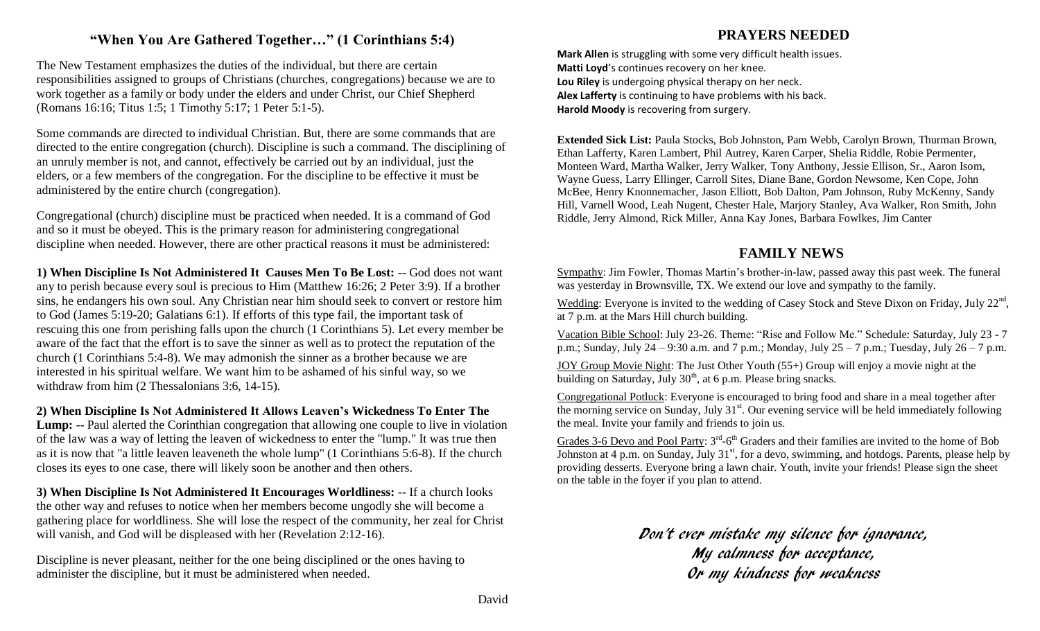## "When You Are Gathered Together…" (1 Corinthians 5:4)

The New Testament emphasizes the duties of the individual, but there are certain responsibilities assigned to groups of Christians (churches, congregations) because we are to work together as a family or body under the elders and under Christ, our Chief Shepherd (Romans 16:16; Titus 1:5; 1 Timothy 5:17; 1 Peter 5:1-5).

Some commands are directed to individual Christian. But, there are some commands that are directed to the entire congregation (church). Discipline is such a command. The disciplining of an unruly member is not, and cannot, effectively be carried out by an individual, just the elders, or a few members of the congregation. For the discipline to be effective it must be administered by the entire church (congregation).

Congregational (church) discipline must be practiced when needed. It is a command of God and so it must be obeyed. This is the primary reason for administering congregational discipline when needed. However, there are other practical reasons it must be administered:

**1) When Discipline Is Not Administered It Causes Men To Be Lost:** -- God does not want any to perish because every soul is precious to Him (Matthew 16:26; 2 Peter 3:9). If a brother sins, he endangers his own soul. Any Christian near him should seek to convert or restore him to God (James 5:19-20; Galatians 6:1). If efforts of this type fail, the important task of rescuing this one from perishing falls upon the church (1 Corinthians 5). Let every member be aware of the fact that the effort is to save the sinner as well as to protect the reputation of the church (1 Corinthians 5:4-8). We may admonish the sinner as a brother because we are interested in his spiritual welfare. We want him to be ashamed of his sinful way, so we withdraw from him (2 Thessalonians 3:6, 14-15).

**2) When Discipline Is Not Administered It Allows Leaven's Wickedness To Enter The Lump:** -- Paul alerted the Corinthian congregation that allowing one couple to live in violation of the law was a way of letting the leaven of wickedness to enter the "lump." It was true then as it is now that "a little leaven leaveneth the whole lump" (1 Corinthians 5:6-8). If the church closes its eyes to one case, there will likely soon be another and then others.

**3) When Discipline Is Not Administered It Encourages Worldliness:** -- If a church looks the other way and refuses to notice when her members become ungodly she will become a gathering place for worldliness. She will lose the respect of the community, her zeal for Christ will vanish, and God will be displeased with her (Revelation 2:12-16).

Discipline is never pleasant, neither for the one being disciplined or the ones having to administer the discipline, but it must be administered when needed.

David

## PRAYERS NEEDED

**Mark Allen** is struggling with some very difficult health issues.
**Matti Loyd**'s continues recovery on her knee.
**Lou Riley** is undergoing physical therapy on her neck.
**Alex Lafferty** is continuing to have problems with his back.
**Harold Moody** is recovering from surgery.

**Extended Sick List:** Paula Stocks, Bob Johnston, Pam Webb, Carolyn Brown, Thurman Brown, Ethan Lafferty, Karen Lambert, Phil Autrey, Karen Carper, Shelia Riddle, Robie Permenter, Monteen Ward, Martha Walker, Jerry Walker, Tony Anthony, Jessie Ellison, Sr., Aaron Isom, Wayne Guess, Larry Ellinger, Carroll Sites, Diane Bane, Gordon Newsome, Ken Cope, John McBee, Henry Knonnemacher, Jason Elliott, Bob Dalton, Pam Johnson, Ruby McKenny, Sandy Hill, Varnell Wood, Leah Nugent, Chester Hale, Marjory Stanley, Ava Walker, Ron Smith, John Riddle, Jerry Almond, Rick Miller, Anna Kay Jones, Barbara Fowlkes, Jim Canter

## FAMILY NEWS

Sympathy: Jim Fowler, Thomas Martin's brother-in-law, passed away this past week. The funeral was yesterday in Brownsville, TX. We extend our love and sympathy to the family.

Wedding: Everyone is invited to the wedding of Casey Stock and Steve Dixon on Friday, July 22nd, at 7 p.m. at the Mars Hill church building.

Vacation Bible School: July 23-26. Theme: "Rise and Follow Me." Schedule: Saturday, July 23 - 7 p.m.; Sunday, July 24 – 9:30 a.m. and 7 p.m.; Monday, July 25 – 7 p.m.; Tuesday, July 26 – 7 p.m.

JOY Group Movie Night: The Just Other Youth (55+) Group will enjoy a movie night at the building on Saturday, July 30th, at 6 p.m. Please bring snacks.

Congregational Potluck: Everyone is encouraged to bring food and share in a meal together after the morning service on Sunday, July 31st. Our evening service will be held immediately following the meal. Invite your family and friends to join us.

Grades 3-6 Devo and Pool Party: 3rd-6th Graders and their families are invited to the home of Bob Johnston at 4 p.m. on Sunday, July 31st, for a devo, swimming, and hotdogs. Parents, please help by providing desserts. Everyone bring a lawn chair. Youth, invite your friends! Please sign the sheet on the table in the foyer if you plan to attend.

*Don't ever mistake my silence for ignorance,*
*My calmness for acceptance,*
*Or my kindness for weakness*